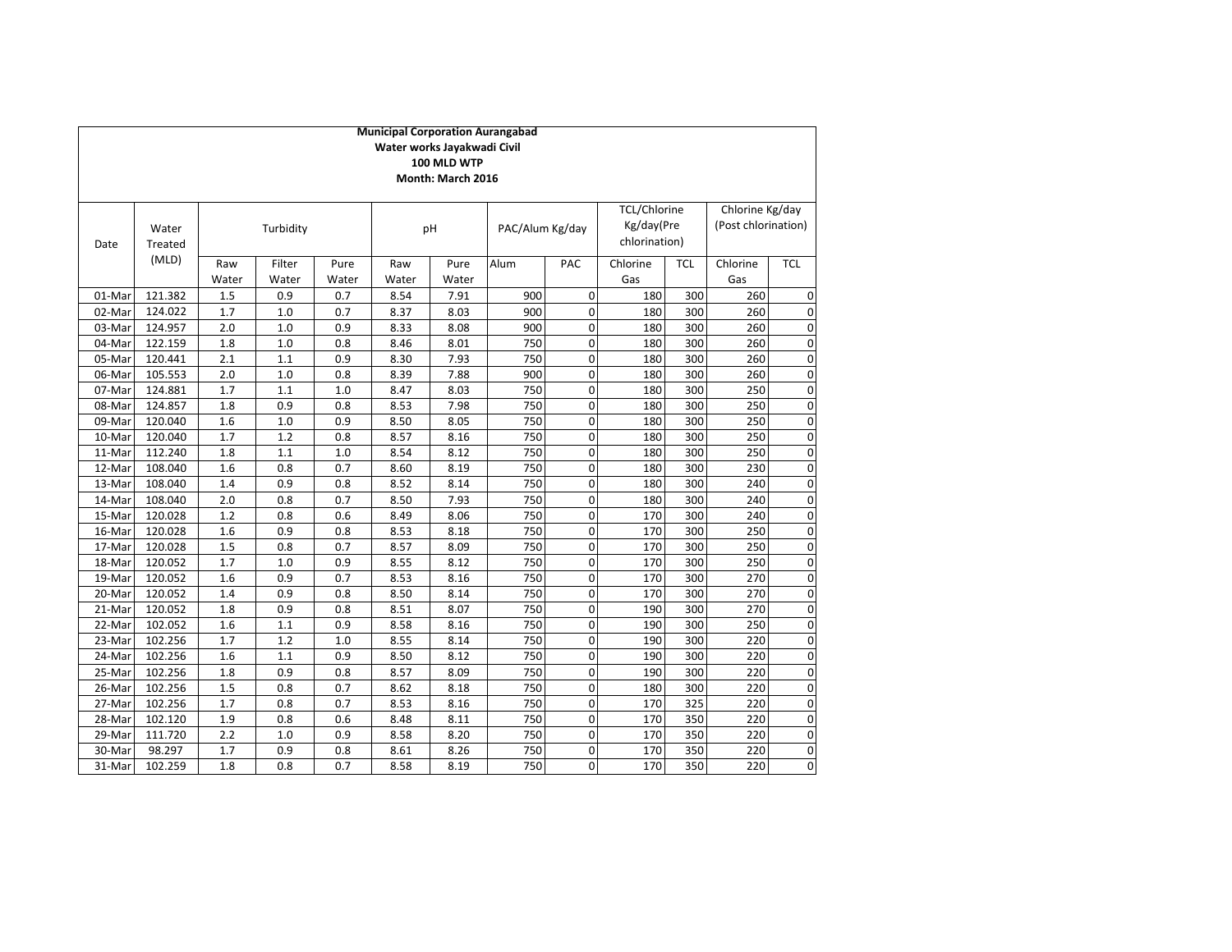**Municipal Corporation Aurangabad**
**Water works Jayakwadi Civil**
**100 MLD WTP**
**Month: March 2016**

| Date | Water Treated (MLD) | Turbidity | | | pH | | PAC/Alum Kg/day | | TCL/Chlorine Kg/day(Pre chlorination) | | Chlorine Kg/day (Post chlorination) | |
|---|---|---|---|---|---|---|---|---|---|---|---|---|
| | | Raw Water | Filter Water | Pure Water | Raw Water | Pure Water | Alum | PAC | Chlorine Gas | TCL | Chlorine Gas | TCL |
| 01-Mar | 121.382 | 1.5 | 0.9 | 0.7 | 8.54 | 7.91 | 900 | 0 | 180 | 300 | 260 | 0 |
| 02-Mar | 124.022 | 1.7 | 1.0 | 0.7 | 8.37 | 8.03 | 900 | 0 | 180 | 300 | 260 | 0 |
| 03-Mar | 124.957 | 2.0 | 1.0 | 0.9 | 8.33 | 8.08 | 900 | 0 | 180 | 300 | 260 | 0 |
| 04-Mar | 122.159 | 1.8 | 1.0 | 0.8 | 8.46 | 8.01 | 750 | 0 | 180 | 300 | 260 | 0 |
| 05-Mar | 120.441 | 2.1 | 1.1 | 0.9 | 8.30 | 7.93 | 750 | 0 | 180 | 300 | 260 | 0 |
| 06-Mar | 105.553 | 2.0 | 1.0 | 0.8 | 8.39 | 7.88 | 900 | 0 | 180 | 300 | 260 | 0 |
| 07-Mar | 124.881 | 1.7 | 1.1 | 1.0 | 8.47 | 8.03 | 750 | 0 | 180 | 300 | 250 | 0 |
| 08-Mar | 124.857 | 1.8 | 0.9 | 0.8 | 8.53 | 7.98 | 750 | 0 | 180 | 300 | 250 | 0 |
| 09-Mar | 120.040 | 1.6 | 1.0 | 0.9 | 8.50 | 8.05 | 750 | 0 | 180 | 300 | 250 | 0 |
| 10-Mar | 120.040 | 1.7 | 1.2 | 0.8 | 8.57 | 8.16 | 750 | 0 | 180 | 300 | 250 | 0 |
| 11-Mar | 112.240 | 1.8 | 1.1 | 1.0 | 8.54 | 8.12 | 750 | 0 | 180 | 300 | 250 | 0 |
| 12-Mar | 108.040 | 1.6 | 0.8 | 0.7 | 8.60 | 8.19 | 750 | 0 | 180 | 300 | 230 | 0 |
| 13-Mar | 108.040 | 1.4 | 0.9 | 0.8 | 8.52 | 8.14 | 750 | 0 | 180 | 300 | 240 | 0 |
| 14-Mar | 108.040 | 2.0 | 0.8 | 0.7 | 8.50 | 7.93 | 750 | 0 | 180 | 300 | 240 | 0 |
| 15-Mar | 120.028 | 1.2 | 0.8 | 0.6 | 8.49 | 8.06 | 750 | 0 | 170 | 300 | 240 | 0 |
| 16-Mar | 120.028 | 1.6 | 0.9 | 0.8 | 8.53 | 8.18 | 750 | 0 | 170 | 300 | 250 | 0 |
| 17-Mar | 120.028 | 1.5 | 0.8 | 0.7 | 8.57 | 8.09 | 750 | 0 | 170 | 300 | 250 | 0 |
| 18-Mar | 120.052 | 1.7 | 1.0 | 0.9 | 8.55 | 8.12 | 750 | 0 | 170 | 300 | 250 | 0 |
| 19-Mar | 120.052 | 1.6 | 0.9 | 0.7 | 8.53 | 8.16 | 750 | 0 | 170 | 300 | 270 | 0 |
| 20-Mar | 120.052 | 1.4 | 0.9 | 0.8 | 8.50 | 8.14 | 750 | 0 | 170 | 300 | 270 | 0 |
| 21-Mar | 120.052 | 1.8 | 0.9 | 0.8 | 8.51 | 8.07 | 750 | 0 | 190 | 300 | 270 | 0 |
| 22-Mar | 102.052 | 1.6 | 1.1 | 0.9 | 8.58 | 8.16 | 750 | 0 | 190 | 300 | 250 | 0 |
| 23-Mar | 102.256 | 1.7 | 1.2 | 1.0 | 8.55 | 8.14 | 750 | 0 | 190 | 300 | 220 | 0 |
| 24-Mar | 102.256 | 1.6 | 1.1 | 0.9 | 8.50 | 8.12 | 750 | 0 | 190 | 300 | 220 | 0 |
| 25-Mar | 102.256 | 1.8 | 0.9 | 0.8 | 8.57 | 8.09 | 750 | 0 | 190 | 300 | 220 | 0 |
| 26-Mar | 102.256 | 1.5 | 0.8 | 0.7 | 8.62 | 8.18 | 750 | 0 | 180 | 300 | 220 | 0 |
| 27-Mar | 102.256 | 1.7 | 0.8 | 0.7 | 8.53 | 8.16 | 750 | 0 | 170 | 325 | 220 | 0 |
| 28-Mar | 102.120 | 1.9 | 0.8 | 0.6 | 8.48 | 8.11 | 750 | 0 | 170 | 350 | 220 | 0 |
| 29-Mar | 111.720 | 2.2 | 1.0 | 0.9 | 8.58 | 8.20 | 750 | 0 | 170 | 350 | 220 | 0 |
| 30-Mar | 98.297 | 1.7 | 0.9 | 0.8 | 8.61 | 8.26 | 750 | 0 | 170 | 350 | 220 | 0 |
| 31-Mar | 102.259 | 1.8 | 0.8 | 0.7 | 8.58 | 8.19 | 750 | 0 | 170 | 350 | 220 | 0 |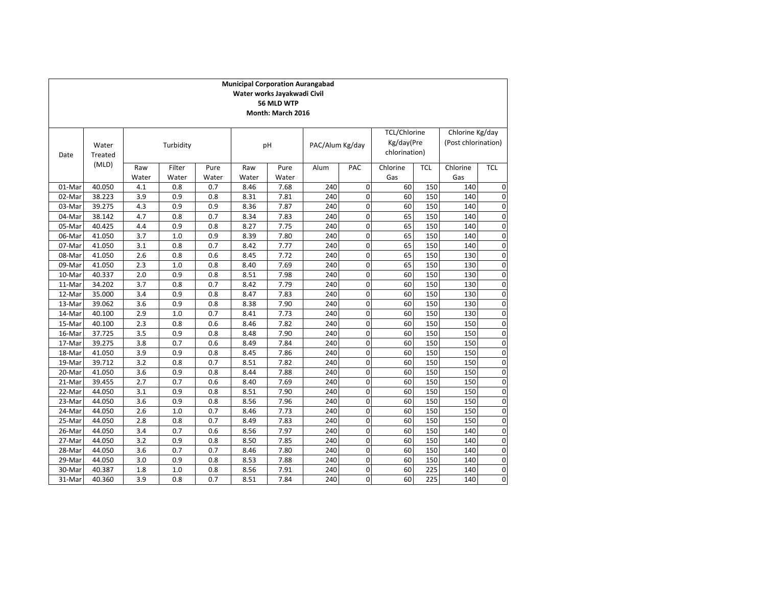**Municipal Corporation Aurangabad**
**Water works Jayakwadi Civil**
**56 MLD WTP**
**Month: March 2016**

| Date | Water Treated (MLD) | Turbidity | | | pH | | PAC/Alum Kg/day | | TCL/Chlorine Kg/day(Pre chlorination) | | Chlorine Kg/day (Post chlorination) | |
|---|---|---|---|---|---|---|---|---|---|---|---|---|
| | | Raw Water | Filter Water | Pure Water | Raw Water | Pure Water | Alum | PAC | Chlorine Gas | TCL | Chlorine Gas | TCL |
| 01-Mar | 40.050 | 4.1 | 0.8 | 0.7 | 8.46 | 7.68 | 240 | 0 | 60 | 150 | 140 | 0 |
| 02-Mar | 38.223 | 3.9 | 0.9 | 0.8 | 8.31 | 7.81 | 240 | 0 | 60 | 150 | 140 | 0 |
| 03-Mar | 39.275 | 4.3 | 0.9 | 0.9 | 8.36 | 7.87 | 240 | 0 | 60 | 150 | 140 | 0 |
| 04-Mar | 38.142 | 4.7 | 0.8 | 0.7 | 8.34 | 7.83 | 240 | 0 | 65 | 150 | 140 | 0 |
| 05-Mar | 40.425 | 4.4 | 0.9 | 0.8 | 8.27 | 7.75 | 240 | 0 | 65 | 150 | 140 | 0 |
| 06-Mar | 41.050 | 3.7 | 1.0 | 0.9 | 8.39 | 7.80 | 240 | 0 | 65 | 150 | 140 | 0 |
| 07-Mar | 41.050 | 3.1 | 0.8 | 0.7 | 8.42 | 7.77 | 240 | 0 | 65 | 150 | 140 | 0 |
| 08-Mar | 41.050 | 2.6 | 0.8 | 0.6 | 8.45 | 7.72 | 240 | 0 | 65 | 150 | 130 | 0 |
| 09-Mar | 41.050 | 2.3 | 1.0 | 0.8 | 8.40 | 7.69 | 240 | 0 | 65 | 150 | 130 | 0 |
| 10-Mar | 40.337 | 2.0 | 0.9 | 0.8 | 8.51 | 7.98 | 240 | 0 | 60 | 150 | 130 | 0 |
| 11-Mar | 34.202 | 3.7 | 0.8 | 0.7 | 8.42 | 7.79 | 240 | 0 | 60 | 150 | 130 | 0 |
| 12-Mar | 35.000 | 3.4 | 0.9 | 0.8 | 8.47 | 7.83 | 240 | 0 | 60 | 150 | 130 | 0 |
| 13-Mar | 39.062 | 3.6 | 0.9 | 0.8 | 8.38 | 7.90 | 240 | 0 | 60 | 150 | 130 | 0 |
| 14-Mar | 40.100 | 2.9 | 1.0 | 0.7 | 8.41 | 7.73 | 240 | 0 | 60 | 150 | 130 | 0 |
| 15-Mar | 40.100 | 2.3 | 0.8 | 0.6 | 8.46 | 7.82 | 240 | 0 | 60 | 150 | 150 | 0 |
| 16-Mar | 37.725 | 3.5 | 0.9 | 0.8 | 8.48 | 7.90 | 240 | 0 | 60 | 150 | 150 | 0 |
| 17-Mar | 39.275 | 3.8 | 0.7 | 0.6 | 8.49 | 7.84 | 240 | 0 | 60 | 150 | 150 | 0 |
| 18-Mar | 41.050 | 3.9 | 0.9 | 0.8 | 8.45 | 7.86 | 240 | 0 | 60 | 150 | 150 | 0 |
| 19-Mar | 39.712 | 3.2 | 0.8 | 0.7 | 8.51 | 7.82 | 240 | 0 | 60 | 150 | 150 | 0 |
| 20-Mar | 41.050 | 3.6 | 0.9 | 0.8 | 8.44 | 7.88 | 240 | 0 | 60 | 150 | 150 | 0 |
| 21-Mar | 39.455 | 2.7 | 0.7 | 0.6 | 8.40 | 7.69 | 240 | 0 | 60 | 150 | 150 | 0 |
| 22-Mar | 44.050 | 3.1 | 0.9 | 0.8 | 8.51 | 7.90 | 240 | 0 | 60 | 150 | 150 | 0 |
| 23-Mar | 44.050 | 3.6 | 0.9 | 0.8 | 8.56 | 7.96 | 240 | 0 | 60 | 150 | 150 | 0 |
| 24-Mar | 44.050 | 2.6 | 1.0 | 0.7 | 8.46 | 7.73 | 240 | 0 | 60 | 150 | 150 | 0 |
| 25-Mar | 44.050 | 2.8 | 0.8 | 0.7 | 8.49 | 7.83 | 240 | 0 | 60 | 150 | 150 | 0 |
| 26-Mar | 44.050 | 3.4 | 0.7 | 0.6 | 8.56 | 7.97 | 240 | 0 | 60 | 150 | 140 | 0 |
| 27-Mar | 44.050 | 3.2 | 0.9 | 0.8 | 8.50 | 7.85 | 240 | 0 | 60 | 150 | 140 | 0 |
| 28-Mar | 44.050 | 3.6 | 0.7 | 0.7 | 8.46 | 7.80 | 240 | 0 | 60 | 150 | 140 | 0 |
| 29-Mar | 44.050 | 3.0 | 0.9 | 0.8 | 8.53 | 7.88 | 240 | 0 | 60 | 150 | 140 | 0 |
| 30-Mar | 40.387 | 1.8 | 1.0 | 0.8 | 8.56 | 7.91 | 240 | 0 | 60 | 225 | 140 | 0 |
| 31-Mar | 40.360 | 3.9 | 0.8 | 0.7 | 8.51 | 7.84 | 240 | 0 | 60 | 225 | 140 | 0 |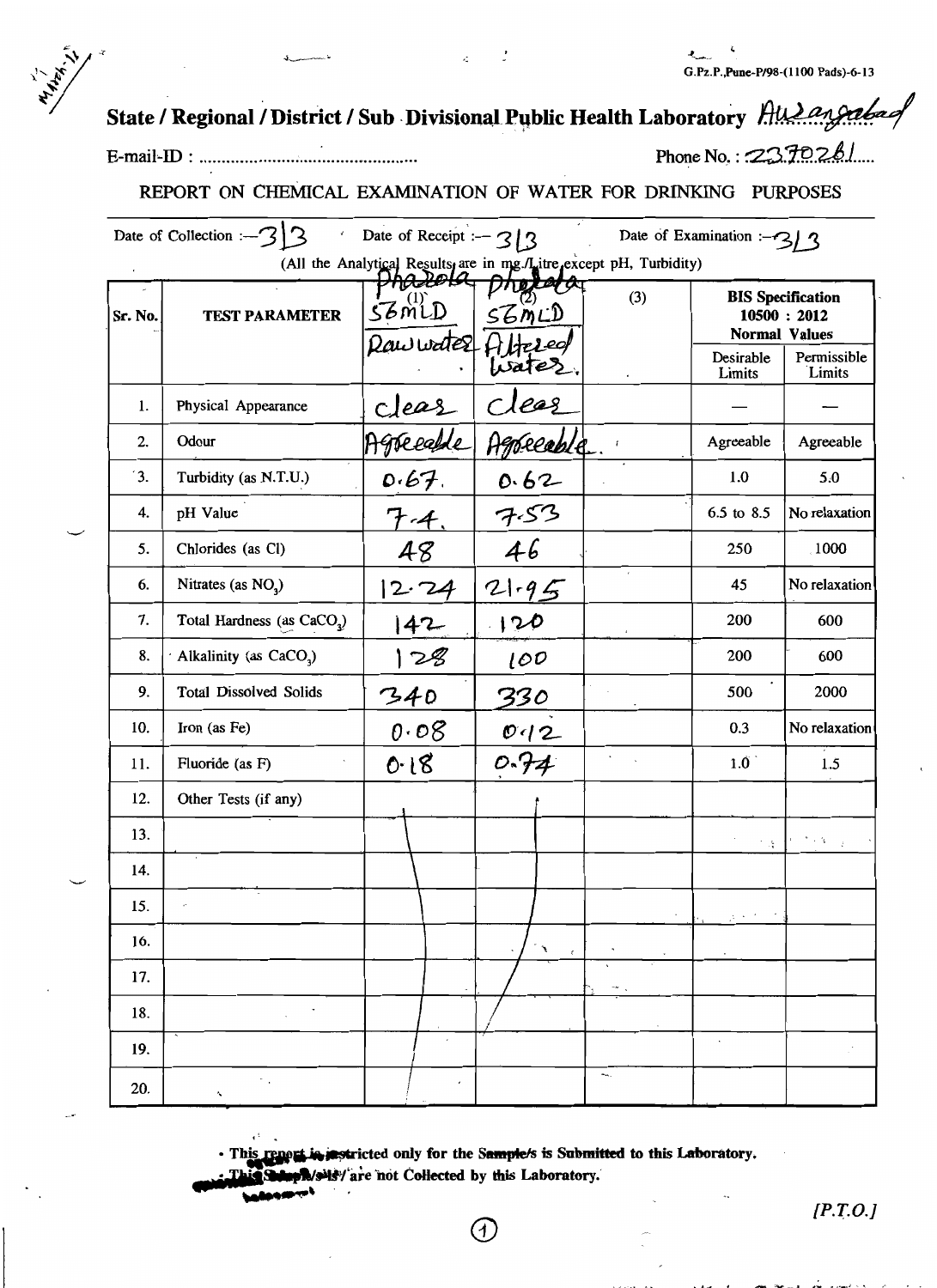State / Regional / District / Sub Divisional Public Health Laboratory Aurangabad

E-mail-ID : ..................................................

Phone No. : 2370261

## REPORT ON CHEMICAL EXAMINATION OF WATER FOR DRINKING PURPOSES

Date of Collection :— 3/3    Date of Receipt :— 3/3    Date of Examination :— 3/3

(All the Analytical Results are in mg./Litre except pH, Turbidity)

| Sr. No. | TEST PARAMETER | (1) Pharola 56MLD Raw water | (2) Pharola 56MLD Filtered water | (3) | BIS Specification 10500 : 2012 Normal Values | |
|---|---|---|---|---|---|---|
| | | | | | Desirable Limits | Permissible Limits |
| 1. | Physical Appearance | Clear | Clear | | — | — |
| 2. | Odour | Agreeable | Agreeable | | Agreeable | Agreeable |
| 3. | Turbidity (as N.T.U.) | 0.67 | 0.62 | | 1.0 | 5.0 |
| 4. | pH Value | 7.4 | 7.53 | | 6.5 to 8.5 | No relaxation |
| 5. | Chlorides (as Cl) | 48 | 46 | | 250 | 1000 |
| 6. | Nitrates (as $NO_3$) | 12.24 | 21.95 | | 45 | No relaxation |
| 7. | Total Hardness (as $CaCO_3$) | 142 | 120 | | 200 | 600 |
| 8. | Alkalinity (as $CaCO_3$) | 128 | 100 | | 200 | 600 |
| 9. | Total Dissolved Solids | 340 | 330 | | 500 | 2000 |
| 10. | Iron (as Fe) | 0.08 | 0.12 | | 0.3 | No relaxation |
| 11. | Fluoride (as F) | 0.18 | 0.74 | | 1.0 | 1.5 |
| 12. | Other Tests (if any) | | | | | |
| 13. | | | | | | |
| 14. | | | | | | |
| 15. | | | | | | |
| 16. | | | | | | |
| 17. | | | | | | |
| 18. | | | | | | |
| 19. | | | | | | |
| 20. | | | | | | |

- This report is restricted only for the Sample/s is Submitted to this Laboratory.
- This Sample/s are not Collected by this Laboratory.

[P.T.O.]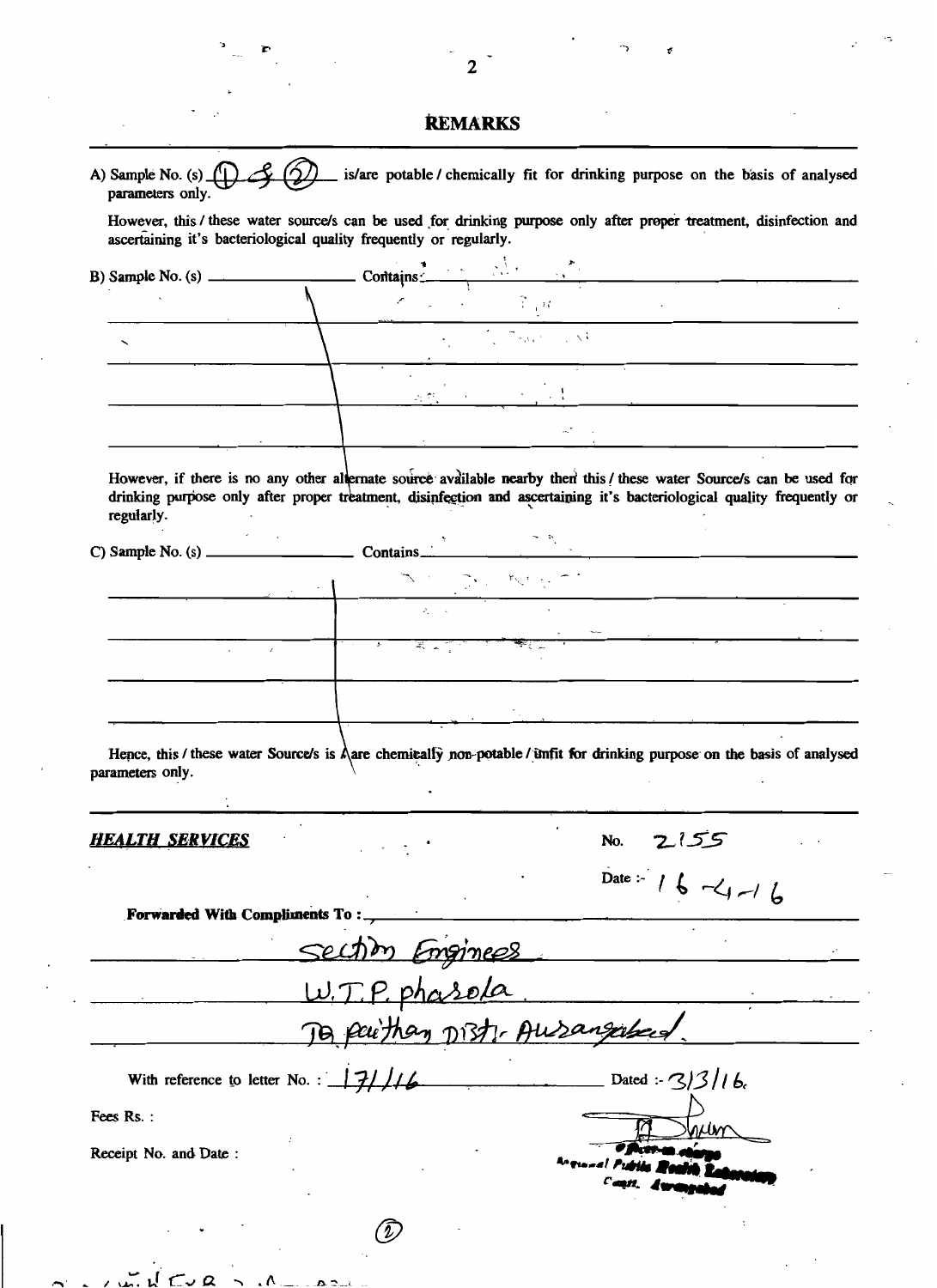## REMARKS

A) Sample No. (s) (1) & (2) is/are potable / chemically fit for drinking purpose on the basis of analysed parameters only.

However, this / these water source/s can be used for drinking purpose only after proper treatment, disinfection and ascertaining it's bacteriological quality frequently or regularly.

B) Sample No. (s) ________________ Contains: ________________

However, if there is no any other alternate source available nearby then this / these water Source/s can be used for drinking purpose only after proper treatment, disinfection and ascertaining it's bacteriological quality frequently or regularly.

C) Sample No. (s) ________________ Contains ________________

Hence, this / these water Source/s is / are chemically non-potable / unfit for drinking purpose on the basis of analysed parameters only.

***HEALTH SERVICES***

No. 2155

Date :- 16-4-16

**Forwarded With Compliments To :**

Section Engineer

W.T.P. Pharola

Ta. Paithan Distr. Aurangabad.

With reference to letter No. : 171/16 Dated :- 3/3/16.

Fees Rs. :

Receipt No. and Date :

Officer-in-charge
Regional Public Health Laboratory
Cantt. Aurangabad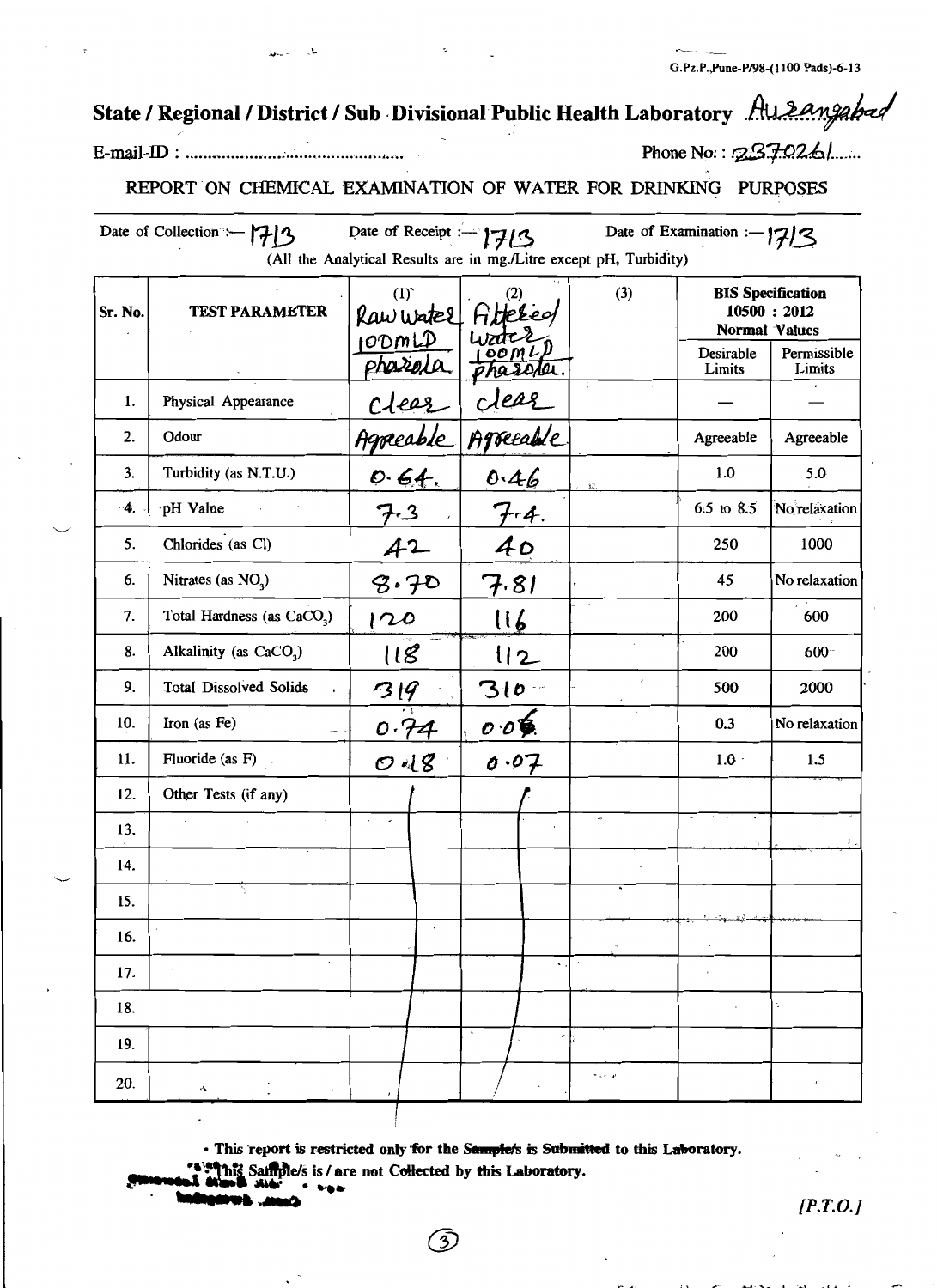G.Pz.P.,Pune-P/98-(1100 Pads)-6-13

## State / Regional / District / Sub Divisional Public Health Laboratory Aurangabad

E-mail-ID : ............................................ Phone No. : 2370261.......

### REPORT ON CHEMICAL EXAMINATION OF WATER FOR DRINKING PURPOSES

Date of Collection :— 17/3 Date of Receipt :— 17/3 Date of Examination :— 17/3

(All the Analytical Results are in mg./Litre except pH, Turbidity)

| Sr. No. | TEST PARAMETER | (1) Raw water 100MLD Pharola | (2) Filtered water 100MLD Pharola | (3) | BIS Specification 10500 : 2012 Normal Values | |
|---|---|---|---|---|---|---|
| | | | | | Desirable Limits | Permissible Limits |
| 1. | Physical Appearance | Clear | clear | | — | — |
| 2. | Odour | Agreeable | Agreeable | | Agreeable | Agreeable |
| 3. | Turbidity (as N.T.U.) | 0.64 | 0.46 | | 1.0 | 5.0 |
| 4. | pH Value | 7.3 | 7.4 | | 6.5 to 8.5 | No relaxation |
| 5. | Chlorides (as Cl) | 42 | 40 | | 250 | 1000 |
| 6. | Nitrates (as $NO_3$) | 8.70 | 7.81 | | 45 | No relaxation |
| 7. | Total Hardness (as $CaCO_3$) | 120 | 116 | | 200 | 600 |
| 8. | Alkalinity (as $CaCO_3$) | 118 | 112 | | 200 | 600 |
| 9. | Total Dissolved Solids | 319 | 310 | | 500 | 2000 |
| 10. | Iron (as Fe) | 0.74 | 0.06 | | 0.3 | No relaxation |
| 11. | Fluoride (as F) | 0.18 | 0.07 | | 1.0 | 1.5 |
| 12. | Other Tests (if any) | | | | | |
| 13. | | | | | | |
| 14. | | | | | | |
| 15. | | | | | | |
| 16. | | | | | | |
| 17. | | | | | | |
| 18. | | | | | | |
| 19. | | | | | | |
| 20. | | | | | | |

- This report is restricted only for the Sample/s is Submitted to this Laboratory.
- This Sample/s is / are not Collected by this Laboratory.

[P.T.O.]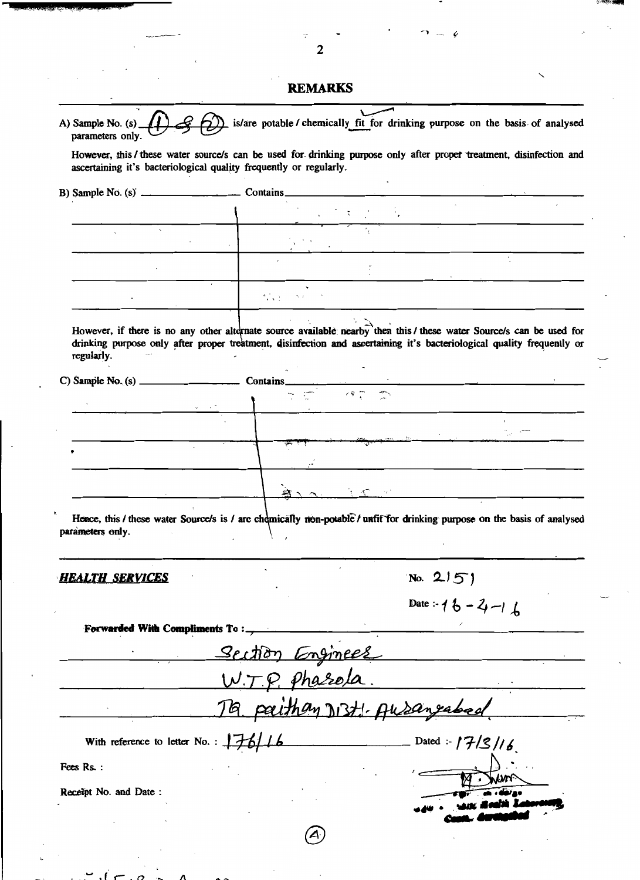## REMARKS

A) Sample No. (s) (1) & (2) is/are potable / chemically fit for drinking purpose on the basis of analysed parameters only.

However, this / these water source/s can be used for drinking purpose only after proper treatment, disinfection and ascertaining it's bacteriological quality frequently or regularly.

B) Sample No. (s) \_\_\_\_\_\_\_\_\_\_ Contains \_\_\_\_\_\_\_\_\_\_

However, if there is no any other alternate source available nearby then this / these water Source/s can be used for drinking purpose only after proper treatment, disinfection and ascertaining it's bacteriological quality frequently or regularly.

C) Sample No. (s) \_\_\_\_\_\_\_\_\_\_ Contains \_\_\_\_\_\_\_\_\_\_

Hence, this / these water Source/s is / are chemically non-potable / unfit for drinking purpose on the basis of analysed parameters only.

***HEALTH SERVICES***

No. 2151

Date :- 16-4-16

**Forwarded With Compliments To :**

Section Engineer
W.T.P. Pharola.
Ta. paithan Dist. Aurangabad

With reference to letter No. : 176/16 Dated :- 17/3/16.

Fees Rs. :

Receipt No. and Date :

Health Laboratory
Cantt. Aurangabad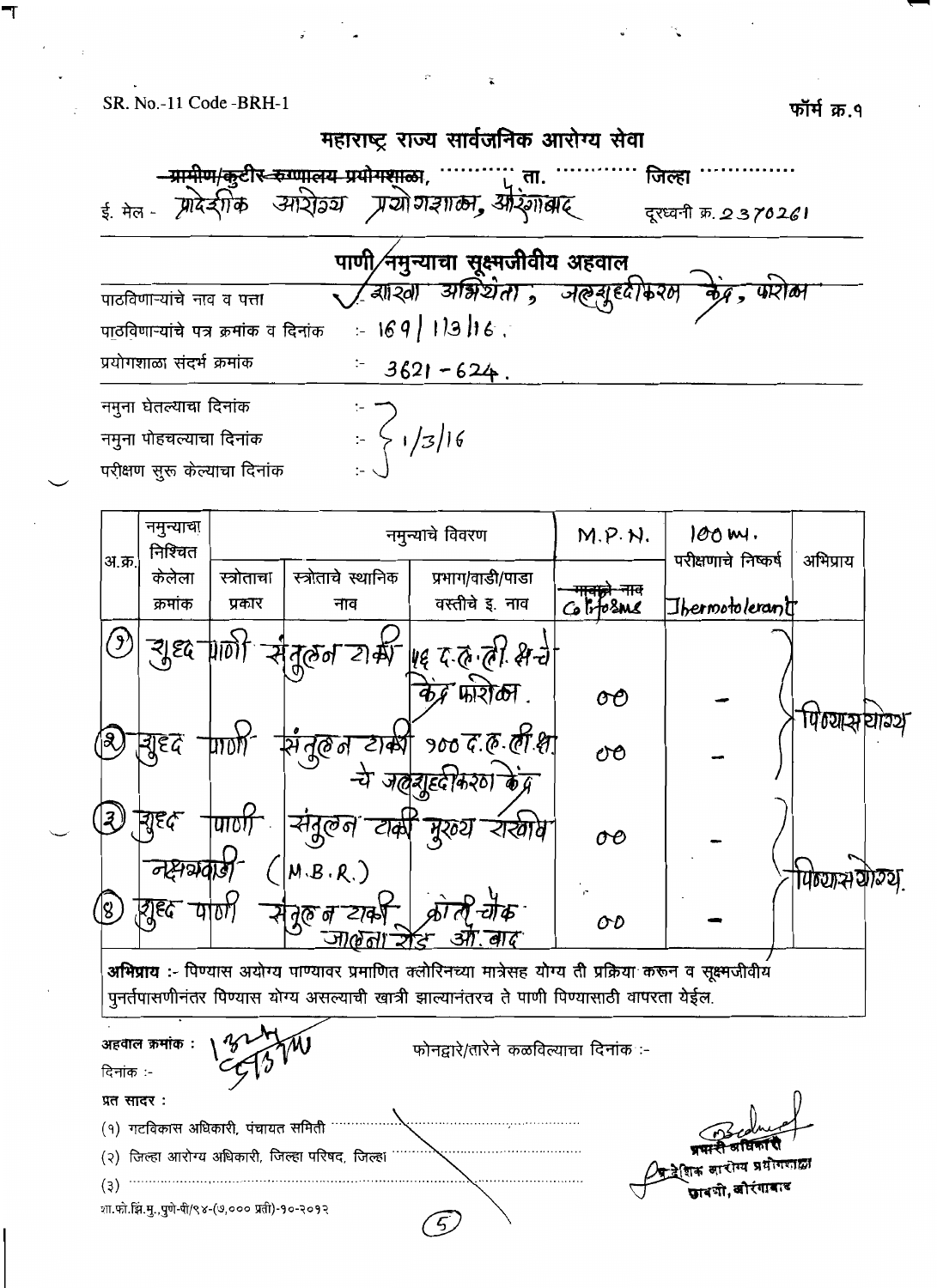SR. No.-11 Code -BRH-1

फॉर्म क्र.१

# महाराष्ट्र राज्य सार्वजनिक आरोग्य सेवा

~~ग्रामीण/कुटीर रुग्णालय प्रयोगशाळा~~, .......... ता. .......... जिल्हा ..........

ई. मेल - प्रादेशीक आरोग्य प्रयोगशाळा, औरंगाबाद दूरध्वनी क्र. 2370261

## पाणी/नमुन्याचा सूक्ष्मजीवीय अहवाल

पाठविणाऱ्यांचे नाव व पत्ता : शाखा अभियंता, जलशुद्धीकरण केंद्र, फारोळा

पाठविणाऱ्यांचे पत्र क्रमांक व दिनांक :- 169 | 1/3/16.

प्रयोगशाळा संदर्भ क्रमांक :- 3621 - 624.

नमुना घेतल्याचा दिनांक :-

नमुना पोहचल्याचा दिनांक :- 1/3/16

परीक्षण सुरु केल्याचा दिनांक :-

| अ.क्र. | नमुन्याचा निश्चित केलेला क्रमांक | नमुन्याचे विवरण | | | M.P.N. | 100 ml. परीक्षणाचे निष्कर्ष | अभिप्राय |
|---|---|---|---|---|---|---|---|
| | | स्त्रोताचा प्रकार | स्त्रोताचे स्थानिक नाव | प्रभाग/वाडी/पाडा वस्तीचे इ. नाव | ~~मालकाचे नाव~~ Coliforms | Thermotolerant | |
| (1) | | शुद्ध पाणी | संतुलन टाकी | 56 द.ल.ली. क्षमतेचे केंद्र फारोळा. | 00 | - | पिण्यास योग्य |
| (2) | | शुद्ध पाणी | संतुलन टाकी | 100 द.ल.ली.क्ष. चे जलशुद्धीकरण केंद्र | 00 | - | |
| (3) | | शुद्ध पाणी | संतुलन टाकी (M.B.R.) | मुख्य राखीव नक्षत्रवाडी | 00 | - | पिण्यास योग्य. |
| (4) | | शुद्ध पाणी | संतुलन टाकी | क्रांती चौक जालना रोड औ.बाद | 00 | - | |

**अभिप्राय** :- पिण्यास अयोग्य पाण्यावर प्रमाणित क्लोरिनच्या मात्रेसह योग्य ती प्रक्रिया करुन व सूक्ष्मजीवीय पुनर्तपासणीनंतर पिण्यास योग्य असल्याची खात्री झाल्यानंतरच ते पाणी पिण्यासाठी वापरता येईल.

अहवाल क्रमांक : 1324 / 5/3/16

फोनद्वारे/तारेने कळविल्याचा दिनांक :-

दिनांक :-

प्रत सादर :

(१) गटविकास अधिकारी, पंचायत समिती ..........

(२) जिल्हा आरोग्य अधिकारी, जिल्हा परिषद, जिल्हा ..........

(३) ..........

प्रभारी अधिकारी
प्रादेशिक आरोग्य प्रयोगशाळा
छावणी, औरंगाबाद

शा.फो.झि.मु.,पुणे-पी/९४-(७,००० प्रती)-१०-२०१२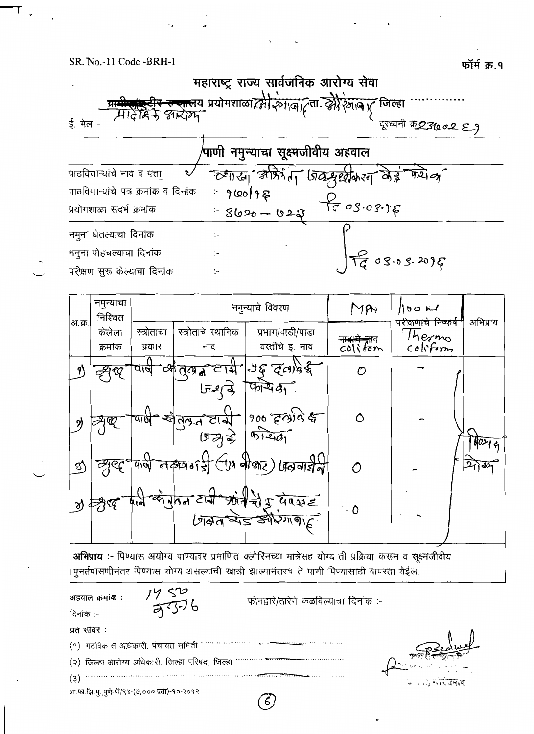SR. No.-11 Code -BRH-1

फॉर्म क्र.१

# महाराष्ट्र राज्य सार्वजनिक आरोग्य सेवा

~~ग्रामीण/जिल्हा रुग्णालय~~ प्रयोगशाळा औरंगाबाद ता. औरंगाबाद जिल्हा ............
प्रादेशिक आरोग्य

ई. मेल -

दूरध्वनी क्र. 2310029

## पाणी नमुन्याचा सूक्ष्मजीवीय अहवाल

पाठविणाऱ्यांचे नाव व पत्ता : व्यास्थापक अभियंता जलशुद्धीकरण केंद्र फारोळा

पाठविणाऱ्यांचे पत्र क्रमांक व दिनांक :- 900/16

प्रयोगशाळा संदर्भ क्रमांक :- 3620 – 623 दि 03.03.16

नमुना घेतल्याचा दिनांक :-

नमुना पोहचल्याचा दिनांक :- दि 03.03.2016

परीक्षण सुरू केल्याचा दिनांक :-

| अ.क्र. | नमुन्याचा निश्चित केलेला क्रमांक | नमुन्याचे विवरण | | | MPN | 100 ml | अभिप्राय |
|---|---|---|---|---|---|---|---|
| | | स्त्रोताचा प्रकार | स्त्रोताचे स्थानिक नाव | प्रभाग/वाडी/पाडा वस्तीचे इ. नाव | ~~मानाचे नाव~~ coliform | परीक्षणाचे निष्कर्ष Thermo coliform | |
| 1) | शुद्ध | पाणी | संतुलन टाकी जशुके | 56 दलाशि फारोळा | 0 | – | पिण्यास योग्य |
| 2) | शुद्ध | पाणी | संतुलन टाकी जशुके | 100 दलाशि फारोळा | 0 | – | |
| 3) | शुद्ध | पाणी | नक्षत्रवाडी (MBR) जलवाडी | | 0 | – | |
| 4) | शुद्ध | पाणी | संतुलन टाकी शांतीपुरा येवले | जलकुंभ औरंगाबाद | 0 | – | |

**अभिप्राय :-** पिण्यास अयोग्य पाण्यावर प्रमाणित क्लोरिनच्या मात्रेसह योग्य ती प्रक्रिया करून व सूक्ष्मजीवीय पुनर्तपासणीनंतर पिण्यास योग्य असल्याची खात्री झाल्यानंतरच ते पाणी पिण्यासाठी वापरता येईल.

अहवाल क्रमांक : 1452
दिनांक :- 4.3.16

फोनद्वारे/तारेने कळविल्याचा दिनांक :-

प्रत सादर :

(१) गटविकास अधिकारी, पंचायत समिती ..............................

(२) जिल्हा आरोग्य अधिकारी, जिल्हा परिषद, जिल्हा ..............................

(३) ..............................

शा.फो.झिं.मु.,पुणे-पी/९४-(७,००० प्रती)-१०-२०१२

औरंगाबाद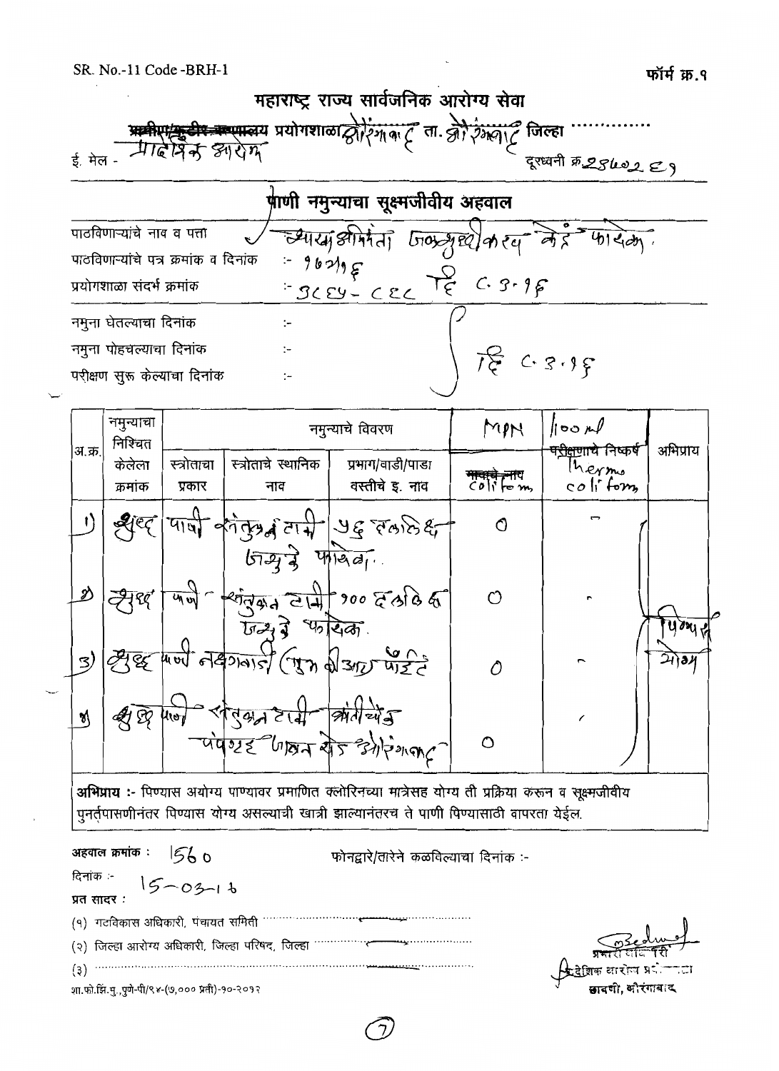SR. No.-11 Code -BRH-1

फॉर्म क्र.१

# महाराष्ट्र राज्य सार्वजनिक आरोग्य सेवा

~~ग्रामीण/कुटीर रुग्णालय~~ प्रयोगशाळा औरंगाबाद ता. औरंगाबाद जिल्हा ............

ई. मेल - प्रादेशिक आरोग्य

दूरध्वनी क्र.2860289

## पाणी नमुन्याचा सूक्ष्मजीवीय अहवाल

पाठविणाऱ्यांचे नाव व पत्ता — कार्यकारी अभियंता जलशुद्धीकरण केंद्र फारोळा.

पाठविणाऱ्यांचे पत्र क्रमांक व दिनांक :- 90/16

प्रयोगशाळा संदर्भ क्रमांक :- 3084-088 दि. 8.3.16

नमुना घेतल्याचा दिनांक :-

नमुना पोहचल्याचा दिनांक :- दि. 8.3.16

परीक्षण सुरू केल्याचा दिनांक :-

| अ.क्र. | नमुन्याचा निश्चित केलेला क्रमांक | नमुन्याचे विवरण | | | MPN ~~नमुन्याचे नाव~~ Coliform | 100 ml ~~परीक्षणाचे निष्कर्ष~~ Thermo coliform | अभिप्राय |
|---|---|---|---|---|---|---|---|
| | | स्त्रोताचा प्रकार | स्त्रोताचे स्थानिक नाव | प्रभाग/वाडी/पाडा वस्तीचे इ. नाव | | | |
| 1) | शुद्ध | पाणी | संतुलन टाकी जशुके फारोळा. | 56 दशलक्ष | 0 | – | पिण्यास योग्य |
| 2) | शुद्ध | पाणी | संतुलन टाकी जशुके फारोळा. | 100 दशलक्ष | 0 | " | |
| 3) | शुद्ध | पाणी | नक्षत्रवाडी (मुख्य बी आर) पाईट | | 0 | " | |
| 4) | शुद्ध | पाणी | संतुलन टाकी क्रांतीचौक पंपगृह जालना रोड औरंगाबाद | | 0 | / | |

**अभिप्राय :-** पिण्यास अयोग्य पाण्यावर प्रमाणित क्लोरिनच्या मात्रेसह योग्य ती प्रक्रिया करून व सूक्ष्मजीवीय पुनर्तपासणीनंतर पिण्यास योग्य असल्याची खात्री झाल्यानंतरच ते पाणी पिण्यासाठी वापरता येईल.

**अहवाल क्रमांक :** 560

फोनद्वारे/तारेने कळविल्याचा दिनांक :-

दिनांक :- 15-03-16

**प्रत सादर :**

(१) गटविकास अधिकारी, पंचायत समिती ..............................

(२) जिल्हा आरोग्य अधिकारी, जिल्हा परिषद, जिल्हा ..............................

(३) ..............................

प्रभारी अधिकारी
प्रादेशिक आरोग्य प्रयोगशाळा
छावणी, औरंगाबाद

शा.फो.झिं.मु.,पुणे-पी/९४-(७,००० प्रती)-१०-२०१२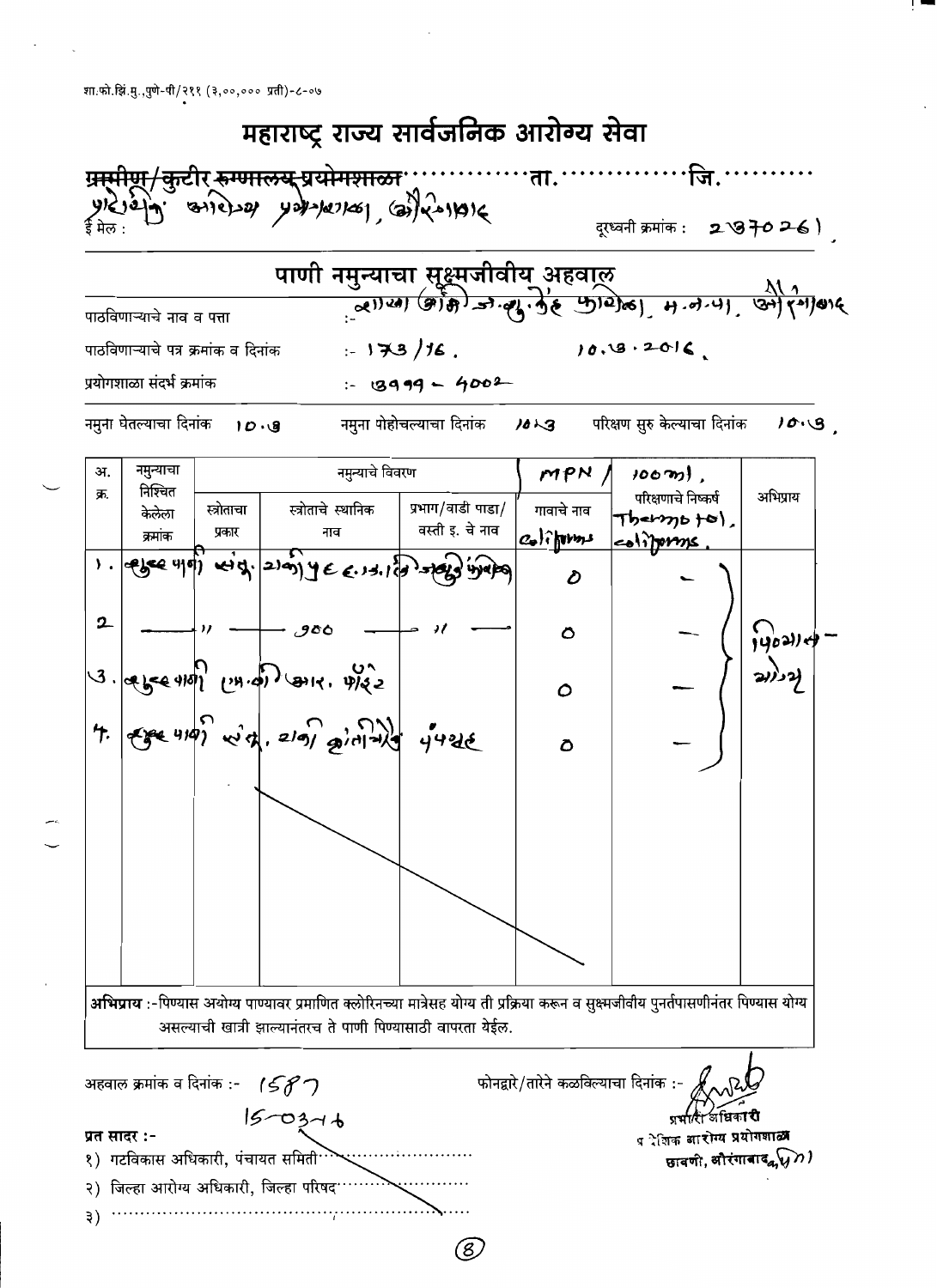शा.फो.झिं.मु.,पुणे-पी/२११ (३,००,००० प्रती)-८-०७

# महाराष्ट्र राज्य सार्वजनिक आरोग्य सेवा

~~ग्रामीण/कुटीर रुग्णालय प्रयोगशाळा~~ ..............ता. ..............जि. ..........

प्रादेशिक आरोग्य प्रयोगशाळा, औरंगाबाद

ई मेल : दूरध्वनी क्रमांक : 2370261

## पाणी नमुन्याचा सूक्ष्मजीवीय अहवाल

पाठविणाऱ्याचे नाव व पत्ता :- वाळूज औ.क्षे. स्.सु.केंद्र फायर, म.न.पा. औरंगाबाद

पाठविणाऱ्याचे पत्र क्रमांक व दिनांक :- 173/16, 10.3.2016.

प्रयोगशाळा संदर्भ क्रमांक :- 3999 – 4002

नमुना घेतल्याचा दिनांक 10.3 नमुना पोहोचल्याचा दिनांक 10.3 परिक्षण सुरु केल्याचा दिनांक 10.3.

| अ. क्र. | नमुन्याचा निश्चित केलेला क्रमांक | स्त्रोताचा प्रकार | स्त्रोताचे स्थानिक नाव | प्रभाग/वाडी पाडा/ वस्ती इ. चे नाव | MPN / 100 ml. गावाचे नाव Coliforms | परिक्षणाचे निष्कर्ष Thermo tol. coliforms. | अभिप्राय |
|---|---|---|---|---|---|---|---|
| 1. | ब्लूटेक पाणी संच. टाकी 4 E.D.C. प्लॅट एरिया | | | | 0 | — | पिण्यास योग्य |
| 2 | — " — | | 900 | " | 0 | — | |
| 3. | ब्लूटेक पाणी (म.वी.) आर. फाईट | | | | 0 | — | |
| 4. | ब्लूटेक पाणी संच. टाकी क्वांटिटी पंपहाऊस | | | | 0 | — | |

**अभिप्राय** :-पिण्यास अयोग्य पाण्यावर प्रमाणित क्लोरिनच्या मात्रेसह योग्य ती प्रक्रिया करून व सूक्ष्मजीवीय पुनर्तपासणीनंतर पिण्यास योग्य असल्याची खात्री झाल्यानंतरच ते पाणी पिण्यासाठी वापरता येईल.

अहवाल क्रमांक व दिनांक :- 1587
15-03-16

फोनद्वारे/तारेने कळविल्याचा दिनांक :-

प्रभारी अधिकारी
प्रादेशिक आरोग्य प्रयोगशाळा
छावणी, औरंगाबाद

**प्रत सादर :-**

१) गटविकास अधिकारी, पंचायत समिति..............

२) जिल्हा आरोग्य अधिकारी, जिल्हा परिषद..............

३) ..............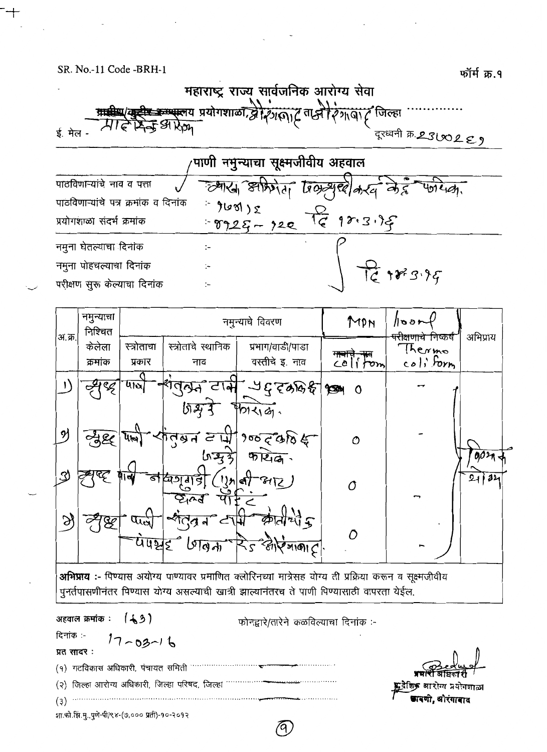SR. No.-11 Code -BRH-1

फॉर्म क्र.१

# महाराष्ट्र राज्य सार्वजनिक आरोग्य सेवा

~~ग्रामीण/कुटीर रुग्णालय~~ प्रयोगशाळा, औरंगाबाद ता. औरंगाबाद जिल्हा ............

ई. मेल - प्रादेशिक आरोग्य

दूरध्वनी क्र. 2310289

## पाणी नमुन्याचा सूक्ष्मजीवीय अहवाल

पाठविणाऱ्यांचे नाव व पत्ता : ज्यारा अभियंता विभागीय कार्य केंद्र पैठण.

पाठविणाऱ्यांचे पत्र क्रमांक व दिनांक :- 1608/16

प्रयोगशाळा संदर्भ क्रमांक :- 8926 - 120 दि 14.3.16

नमुना घेतल्याचा दिनांक :-

नमुना पोहचल्याचा दिनांक :- दि 14.3.16

परीक्षण सुरू केल्याचा दिनांक :-

| अ.क्र. | नमुन्याचा निश्चित केलेला क्रमांक | नमुन्याचे विवरण | | | MPN /100ml | | अभिप्राय |
|---|---|---|---|---|---|---|---|
| | | स्त्रोताचा प्रकार | स्त्रोताचे स्थानिक नाव | प्रभाग/वाडी/पाडा वस्तीचे इ. नाव | ~~मात्राचे नाव~~ coliform | ~~परीक्षणाचे निष्कर्ष~~ Thermo coliform | |
| 1) | शुद्ध | पाणी | संतुलन टाकी जकुडे | 46 दशलक्ष फारोळा. | 0 | - | पिण्यास योग्य |
| 2) | शुद्ध | पाणी | संतुलन टाकी जकुडे | 100 दशलक्ष फारोळा. | 0 | - | |
| 3) | शुद्ध | पाणी | नक्षत्रवाडी (MBR) वॉल पॉईंट | | 0 | - | |
| 4) | शुद्ध | पाणी | संतुलन टाकी कोतीवाले पंपहाउस जवळ | रेल्वे औरंगाबाद. | 0 | - | |

**अभिप्राय :-** पिण्यास अयोग्य पाण्यावर प्रमाणित क्लोरिनच्या मात्रेसह योग्य ती प्रक्रिया करून व सूक्ष्मजीवीय पुनर्तपासणीनंतर पिण्यास योग्य असल्याची खात्री झाल्यानंतरच ते पाणी पिण्यासाठी वापरता येईल.

**अहवाल क्रमांक :** (63)

फोनद्वारे/तारेने कळविल्याचा दिनांक :-

दिनांक :- 17-03-16

**प्रत सादर :**

(१) गटविकास अधिकारी, पंचायत समिती ............

(२) जिल्हा आरोग्य अधिकारी, जिल्हा परिषद, जिल्हा ............

(३) ............

प्रभारी अधिकारी
प्रादेशिक आरोग्य प्रयोगशाळा
छावणी, औरंगाबाद

शा.फो.झि.मु..पुणे-पी/९४-(७,००० प्रती)-१०-२०१२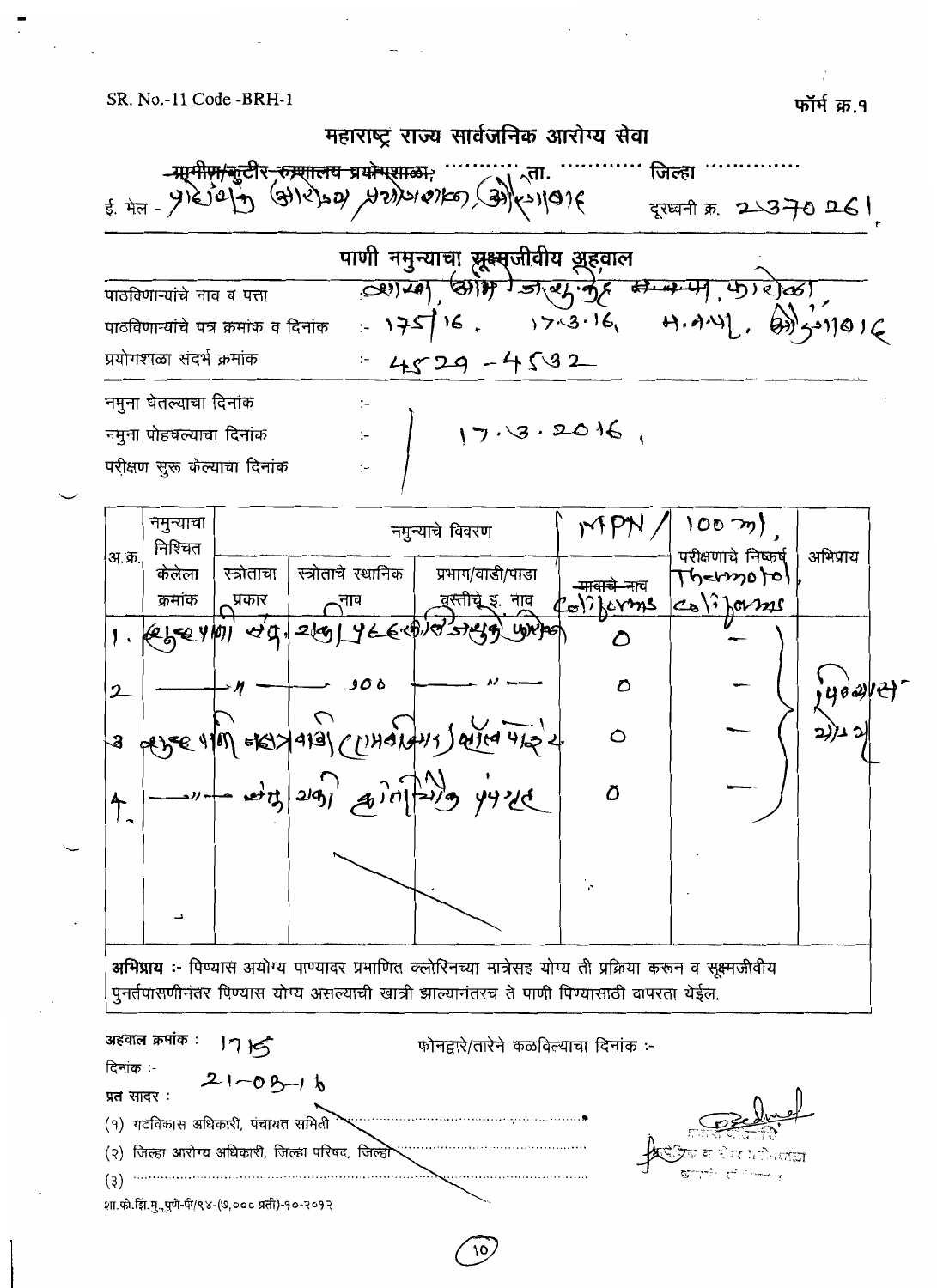SR. No.-11 Code -BRH-1

फॉर्म क्र.१

# महाराष्ट्र राज्य सार्वजनिक आरोग्य सेवा

~~ग्रामीण/कुटीर रुग्णालय प्रयोगशाळा,~~ ........... ता. ............ जिल्हा ..............

ई. मेल - प्रादेशिक आरोग्य प्रयोगशाळा, कोल्हापूर

दूरध्वनी क्र. 2370261

## पाणी नमुन्याचा सूक्ष्मजीवीय अहवाल

पाठविणाऱ्यांचे नाव व पत्ता : श्री. आर. जे. कुलकर्णी, म.न.पा. कोल्हापूर

पाठविणाऱ्यांचे पत्र क्रमांक व दिनांक :- 175/16, 17.3.16, म.न.पा. कोल्हापूर

प्रयोगशाळा संदर्भ क्रमांक :- 4529 - 4532

नमुना घेतल्याचा दिनांक :-

नमुना पोहचल्याचा दिनांक :- 17.3.2016,

परीक्षण सुरू केल्याचा दिनांक :-

| अ.क्र. | नमुन्याचा निश्चित केलेला क्रमांक | नमुन्याचे विवरण | | | परीक्षणाचे निष्कर्ष MPN / 100 ml, | | अभिप्राय |
|---|---|---|---|---|---|---|---|
| | | स्त्रोताचा प्रकार | स्त्रोताचे स्थानिक नाव | प्रभाग/वाडी/पाडा वस्तीचे इ. नाव | ~~मापाचे नाव~~ Coliforms | Thermotol. coliforms | |
| 1. | कळंबा पाणी शु. | केंद्र | ४८८ एमएलडी आउटलेट | | 0 | — | पिण्यास योग्य |
| 2 | —"— | —"— | 300 | —"— | 0 | — | |
| 3 | पुईखडी पाणी | शुद्धीकरण | केंद्र (एमएलडी) आउटलेट पाईप | | 0 | — | |
| 4. | —"— | | शुद्ध पाणी | आऊटलेट पंपहाउस | 0 | — | |

**अभिप्राय :-** पिण्यास अयोग्य पाण्यादर प्रमाणित क्लोरिनच्या मात्रेसह योग्य ती प्रक्रिया करुन व सूक्ष्मजीवीय पुनर्तपासणीनंतर पिण्यास योग्य असल्याची खात्री झाल्यानंतरच ते पाणी पिण्यासाठी वापरता येईल.

**अहवाल क्रमांक :** 1715

फोनद्वारे/तारेने कळविल्याचा दिनांक :-

दिनांक :- 21-03-16

**प्रत सादर :**

(१) गटविकास अधिकारी, पंचायत समिती

(२) जिल्हा आरोग्य अधिकारी, जिल्हा परिषद, जिल्हा

(३) ..............................................

शा.फो.झिं.मु.,पुणे-पी/९४-(७,००० प्रती)-१०-२०१२

प्रादेशिक आरोग्य प्रयोगशाळा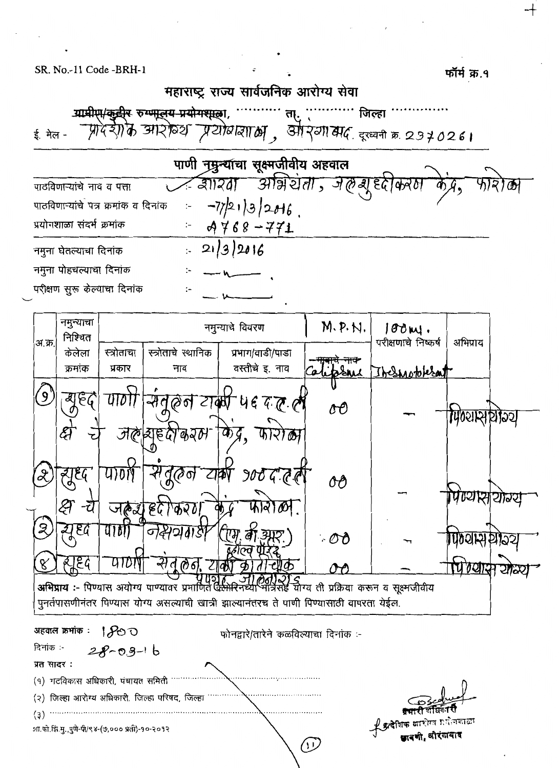SR. No.-11 Code -BRH-1

फॉर्म क्र.१

## महाराष्ट्र राज्य सार्वजनिक आरोग्य सेवा

~~ग्रामीण/कुटीर रुग्णालय प्रयोगशाळा~~, ........... ता. ........... जिल्हा ...............

ई. मेल - प्रादेशीक आरोग्य प्रयोगशाळा, औरंगाबाद. दूरध्वनी क्र. 2370261

### पाणी नमुन्याचा सूक्ष्मजीवीय अहवाल

पाठविणाऱ्यांचे नाव व पत्ता :- शाखा अभियंता, जलशुद्धीकरण केंद्र, फारोळा

पाठविणाऱ्यांचे पत्र क्रमांक व दिनांक :- 77/21/3/2016.

प्रयोगशाळा संदर्भ क्रमांक :- A768-771

नमुना घेतल्याचा दिनांक :- 21/3/2016

नमुना पोहचल्याचा दिनांक :- —

परीक्षण सुरू केल्याचा दिनांक :- —

| अ.क्र. | नमुन्याचा निश्चित केलेला क्रमांक | स्त्रोताचा प्रकार | स्त्रोताचे स्थानिक नाव | प्रभाग/वाडी/पाडा वस्तीचे इ. नाव | M.P.N. ~~मानाचे नाव~~ Coliforms | 100ml. परीक्षणाचे निष्कर्ष Thermotolerant | अभिप्राय |
|---|---|---|---|---|---|---|---|
| (१) | शुद्ध | पाणी | संतुलन टाकी | 56 द.ल.ली क्षमतेचे जलशुद्धीकरण केंद्र, फारोळा | 00 | — | पिण्यासयोग्य |
| (२) | शुद्ध | पाणी | संतुलन टाकी | 100 द.ल.ली क्षमतेचे जलशुद्धीकरण केंद्र फारोळा. | 00 | — | पिण्यासयोग्य |
| (३) | शुद्ध | पाणी | नक्षत्रवाडी | (एम. बी. आर.) हॉटेल पंप हाऊस | 00 | — | पिण्यासयोग्य |
| (४) | शुद्ध | पाणी | संतुलन टाकी | क्रांतीचौक पंपगृह जालनारोड | 00 | — | पिण्यास योग्य |

**अभिप्राय :-** पिण्यास अयोग्य पाण्यावर प्रमाणित क्लोरिनच्या मात्रेसह योग्य ती प्रक्रिया करून व सूक्ष्मजीवीय पुनर्तपासणीनंतर पिण्यास योग्य असल्याची खात्री झाल्यानंतरच ते पाणी पिण्यासाठी वापरता येईल.

अहवाल क्रमांक : 1800

फोनद्वारे/तारेने कळविल्याचा दिनांक :-

दिनांक :- 28-03-16

प्रत सादर :

(१) गटविकास अधिकारी, पंचायत समिती ...............

(२) जिल्हा आरोग्य अधिकारी, जिल्हा परिषद, जिल्हा ...............

(३) ...............

शा.फो.झि.मु., पुणे-पी/९४-(७,००० प्रती)-१०-२०१२

प्रभारी अधिकारी
प्रादेशिक आरोग्य प्रयोगशाळा
छावणी, औरंगाबाद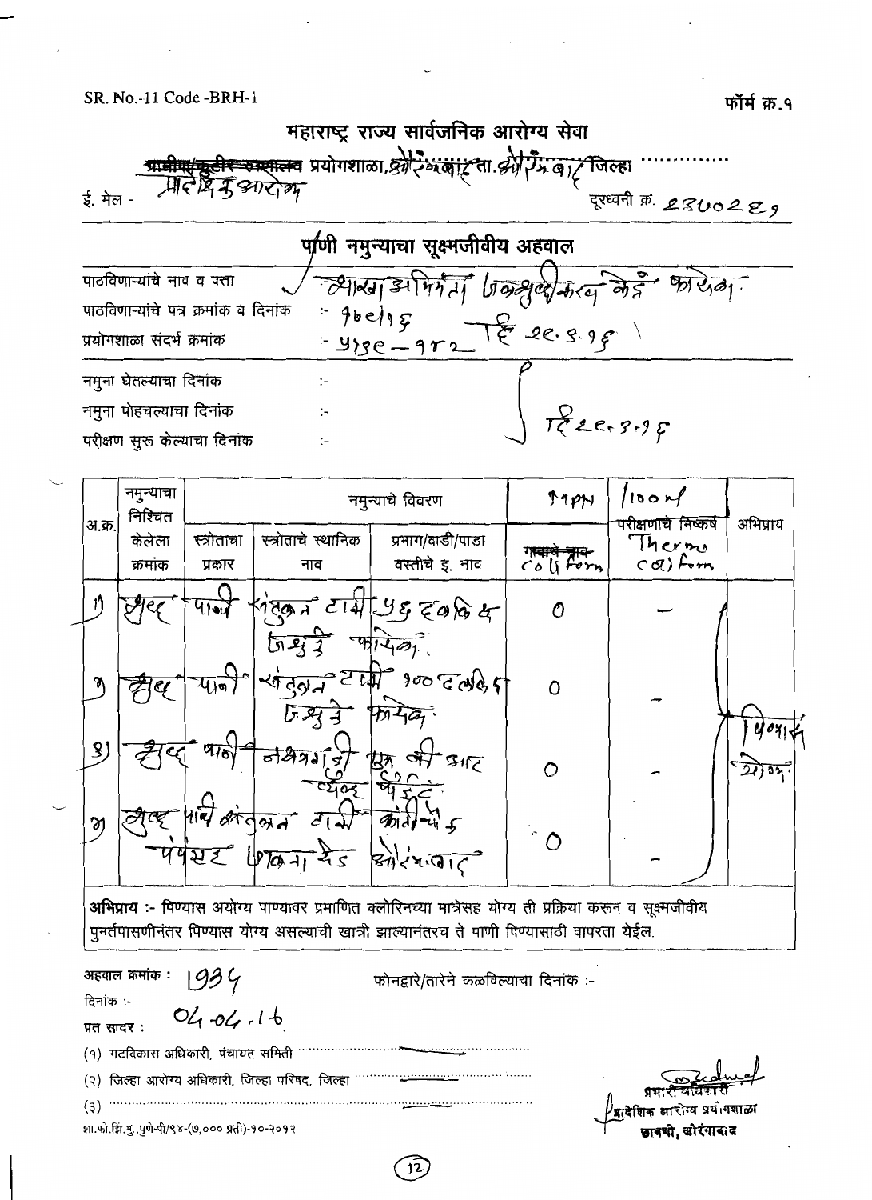SR. No.-11 Code -BRH-1

फॉर्म क्र.१

# महाराष्ट्र राज्य सार्वजनिक आरोग्य सेवा

~~ग्रामीण/कुटीर रुग्णालय~~ प्रयोगशाळा, औरंगाबाद ता. औरंगाबाद जिल्हा ............

प्रादेशिक आरोग्य

ई. मेल -

दूरध्वनी क्र. 2340289

## पाणी नमुन्याचा सूक्ष्मजीवीय अहवाल

पाठविणाऱ्यांचे नाव व पत्ता : शाखा अभियंता जलशुद्धीकरण केंद्र फारोळा.

पाठविणाऱ्यांचे पत्र क्रमांक व दिनांक : 96e/16

प्रयोगशाळा संदर्भ क्रमांक : 4136-142 दि 28.3.16

नमुना घेतल्याचा दिनांक :-

नमुना पोहचल्याचा दिनांक :- दि 28.3.16

परीक्षण सुरु केल्याचा दिनांक :-

| अ.क्र. | नमुन्याचा निश्चित केलेला क्रमांक | नमुन्याचे विवरण | | | MPN | /100 ml | अभिप्राय |
|---|---|---|---|---|---|---|---|
| | | स्त्रोताचा प्रकार | स्त्रोताचे स्थानिक नाव | प्रभाग/वाडी/पाडा वस्तीचे इ. नाव | ~~गावाचे नाव~~ Coliform | परीक्षणाचे निष्कर्ष Thermo colifom | |
| 1) | शुद्ध | पाणी | संतुलन टाकी 56 दशलक्ष जशुके फारोळा. | | 0 | — | पिण्यास योग्य |
| 2) | शुद्ध | पाणी | संतुलन टाकी 100 दशलक्ष जशुके फारोळा | | 0 | — | |
| 3) | शुद्ध | पाणी | नक्षत्रवाडी | MBR ऑट व्हॉल्व | 0 | — | |
| 4) | शुद्ध | पाणी | संतुलन टाकी | कांचनवाडी पंपहाउस | औरंगाबाद | 0 | — |

**अभिप्राय :-** पिण्यास अयोग्य पाण्यावर प्रमाणित क्लोरिनच्या मात्रेसह योग्य ती प्रक्रिया करुन व सूक्ष्मजीवीय पुनर्तपासणीनंतर पिण्यास योग्य असल्याची खात्री झाल्यानंतरच ते पाणी पिण्यासाठी वापरता येईल.

अहवाल क्रमांक : 1934

फोनद्वारे/तारेने कळविल्याचा दिनांक :-

दिनांक :- 04.04.16

प्रत सादर :

(१) गटविकास अधिकारी, पंचायत समिती ............

(२) जिल्हा आरोग्य अधिकारी, जिल्हा परिषद, जिल्हा ............

(३) ............

प्रभारी अधिकारी
प्रादेशिक आरोग्य प्रयोगशाळा
छावणी, औरंगाबाद

शा.फो.झि.मु.,पुणे-पी/९४-(७,००० प्रती)-१०-२०१२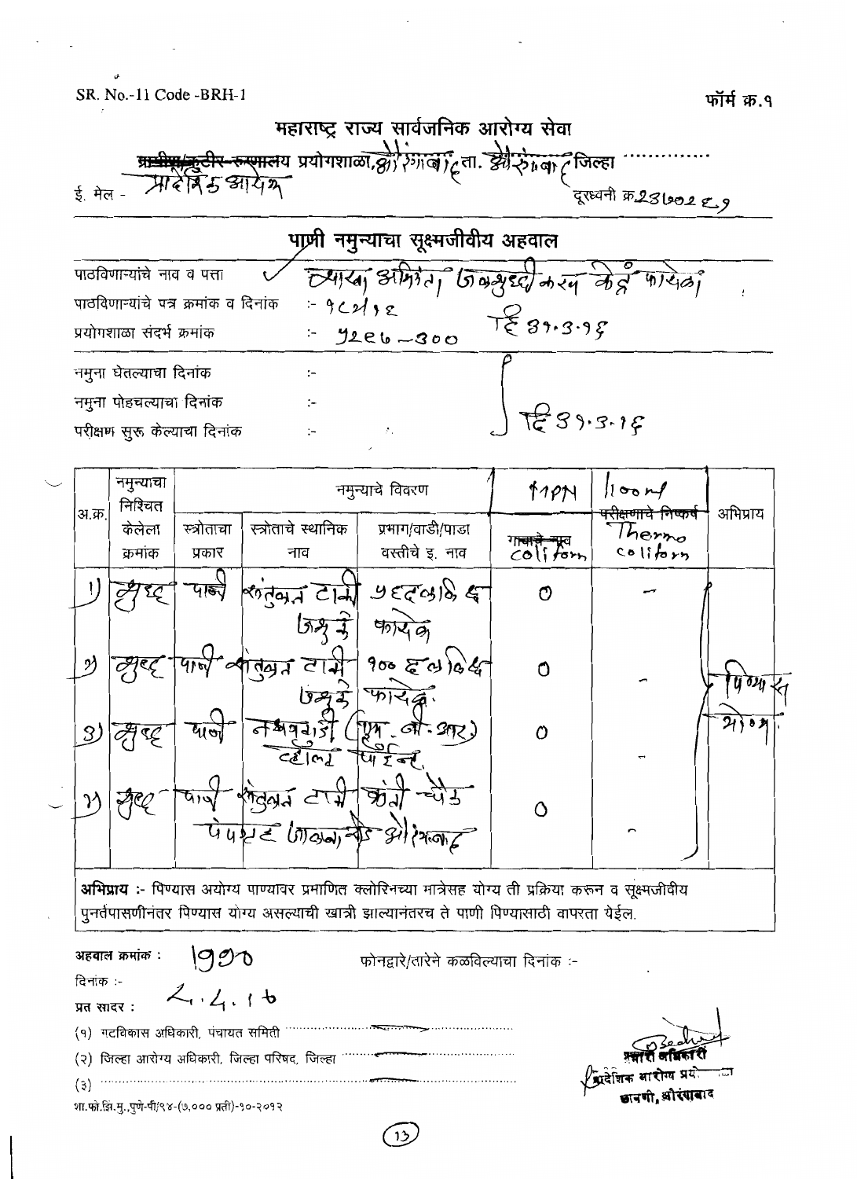SR. No.-11 Code -BRH-1

फॉर्म क्र.१

## महाराष्ट्र राज्य सार्वजनिक आरोग्य सेवा

~~ग्रामीण/कुटीर रुग्णालय~~ प्रयोगशाळा, औरंगाबाद ता. औरंगाबाद जिल्हा ............

ई. मेल - प्रादेशिक आरोग्य

दूरध्वनी क्र.२३७००२८९

## पाणी नमुन्याचा सूक्ष्मजीवीय अहवाल

पाठविणाऱ्यांचे नाव व पत्ता : व्यवस्थापक अभियंता, जलशुद्धीकरण केंद्र फारोळा

पाठविणाऱ्यांचे पत्र क्रमांक व दिनांक :- १८४१८

प्रयोगशाळा संदर्भ क्रमांक :- १२८६-३०० दि ३१.३.१६

नमुना घेतल्याचा दिनांक :-

नमुना पोहचल्याचा दिनांक :- दि ३१.३.१६

परीक्षण सुरू केल्याचा दिनांक :-

| अ.क्र. | नमुन्याचा निश्चित केलेला क्रमांक | स्त्रोताचा प्रकार | स्त्रोताचे स्थानिक नाव | प्रभाग/वाडी/पाडा वस्तीचे इ. नाव | MPN गावाचे नाव coliform | 100 ml ~~परीक्षणाचे निष्कर्ष~~ Thermo coliform | अभिप्राय |
|---|---|---|---|---|---|---|---|
| 1) | शुद्ध | पाणी | संतुलन टाकी जकूडे | ५६ दशलक्ष फारोळा | 0 | - | पिण्यास योग्य. |
| 2) | शुद्ध | पाणी | संतुलन टाकी जकूडे | १०० दशलक्ष फारोळा | 0 | - | |
| 3) | शुद्ध | पाणी | नक्षत्रवाडी (एम. बी. आर) टोल पॉइंट | | 0 | - | |
| 4) | शुद्ध | पाणी | संतुलन टाकी पंपहाउस | क्रांती चौक जालना रोड औरंगाबाद | 0 | - | |

**अभिप्राय** :- पिण्यास अयोग्य पाण्यावर प्रमाणित क्लोरिनच्या मात्रेसह योग्य ती प्रक्रिया करून व सूक्ष्मजीवीय पुनर्तपासणीनंतर पिण्यास योग्य असल्याची खात्री झाल्यानंतरच ते पाणी पिण्यासाठी वापरता येईल.

**अहवाल क्रमांक** : १९९०

फोनद्वारे/तारेने कळविल्याचा दिनांक :-

दिनांक :- 2.4.16

प्रत सादर :

(१) गटविकास अधिकारी, पंचायत समिती ............

(२) जिल्हा आरोग्य अधिकारी, जिल्हा परिषद, जिल्हा ............

(३) ............

प्रभारी अधिकारी
प्रादेशिक आरोग्य प्रयो...
छावणी, औरंगाबाद

शा.फो.झि.मु.,पुणे-पी/९४-(७,००० प्रती)-१०-२०१२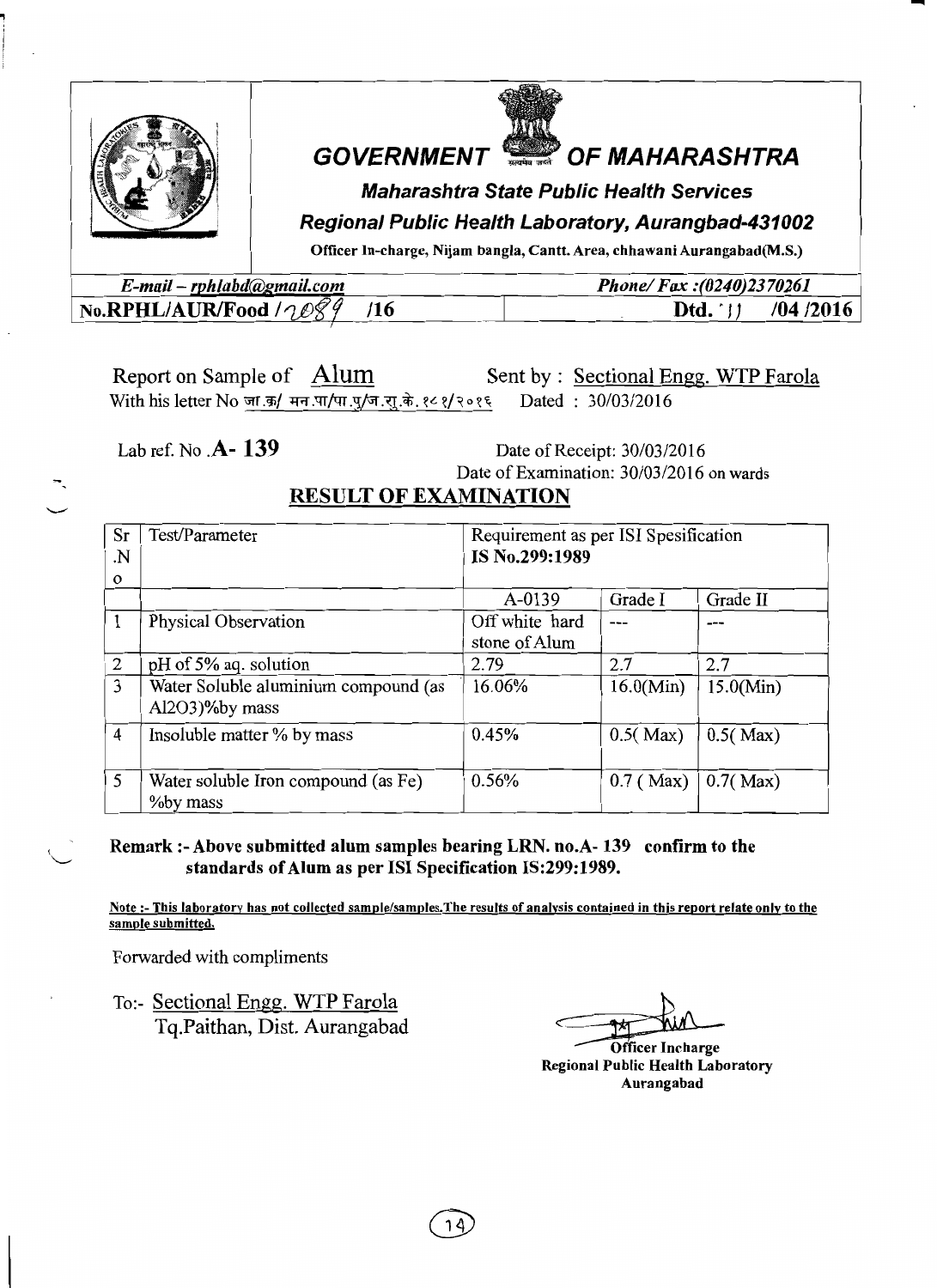# GOVERNMENT OF MAHARASHTRA

## Maharashtra State Public Health Services

## Regional Public Health Laboratory, Aurangbad-431002

**Officer In-charge, Nijam bangla, Cantt. Area, chhawani Aurangabad(M.S.)**

| | |
|---|---|
| *E-mail – rphlabd@gmail.com* | *Phone/ Fax :(0240)2370261* |
| **No.RPHL/AUR/Food / 2089 /16** | **Dtd. 11 /04 /2016** |

Report on Sample of Alum Sent by : Sectional Engg. WTP Farola
With his letter No जा.क्र/ मन.पा/पा.पु/ज.शु.के. १८१/२०१६ Dated : 30/03/2016

Lab ref. No .**A- 139** Date of Receipt: 30/03/2016
Date of Examination: 30/03/2016 on wards

## RESULT OF EXAMINATION

| Sr .N o | Test/Parameter | Requirement as per ISI Spesification IS No.299:1989 | | |
|---|---|---|---|---|
| | | A-0139 | Grade I | Grade II |
| 1 | Physical Observation | Off white hard stone of Alum | --- | --- |
| 2 | pH of 5% aq. solution | 2.79 | 2.7 | 2.7 |
| 3 | Water Soluble aluminium compound (as $Al_2O_3$)%by mass | 16.06% | 16.0(Min) | 15.0(Min) |
| 4 | Insoluble matter % by mass | 0.45% | 0.5( Max) | 0.5( Max) |
| 5 | Water soluble Iron compound (as Fe) %by mass | 0.56% | 0.7 ( Max) | 0.7( Max) |

**Remark :- Above submitted alum samples bearing LRN. no.A- 139 confirm to the standards of Alum as per ISI Specification IS:299:1989.**

Note :- This laboratory has not collected sample/samples.The results of analysis contained in this report relate only to the sample submitted.

Forwarded with compliments

To:- Sectional Engg. WTP Farola
Tq.Paithan, Dist. Aurangabad

**Officer Incharge**
**Regional Public Health Laboratory**
**Aurangabad**